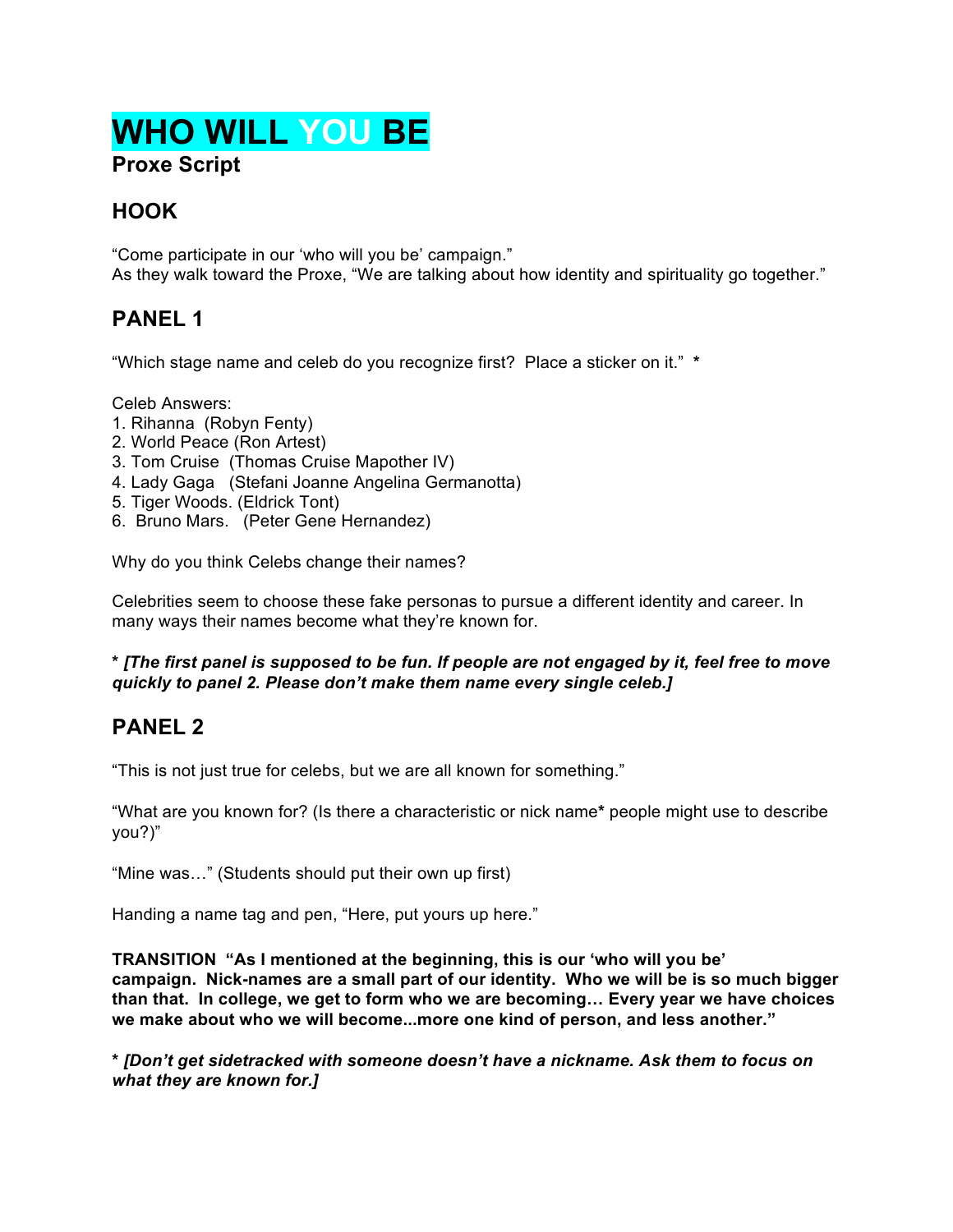# WHO WILL YOU BE

**Proxe Script**

## HOOK

"Come participate in our 'who will you be' campaign."
As they walk toward the Proxe, "We are talking about how identity and spirituality go together."

## PANEL 1

"Which stage name and celeb do you recognize first? Place a sticker on it." *

Celeb Answers:
1. Rihanna (Robyn Fenty)
2. World Peace (Ron Artest)
3. Tom Cruise (Thomas Cruise Mapother IV)
4. Lady Gaga (Stefani Joanne Angelina Germanotta)
5. Tiger Woods. (Eldrick Tont)
6. Bruno Mars. (Peter Gene Hernandez)

Why do you think Celebs change their names?

Celebrities seem to choose these fake personas to pursue a different identity and career. In many ways their names become what they're known for.

***[The first panel is supposed to be fun. If people are not engaged by it, feel free to move quickly to panel 2. Please don't make them name every single celeb.]***

## PANEL 2

"This is not just true for celebs, but we are all known for something."

"What are you known for? (Is there a characteristic or nick name* people might use to describe you?)"

"Mine was…" (Students should put their own up first)

Handing a name tag and pen, "Here, put yours up here."

**TRANSITION "As I mentioned at the beginning, this is our 'who will you be' campaign. Nick-names are a small part of our identity. Who we will be is so much bigger than that. In college, we get to form who we are becoming… Every year we have choices we make about who we will become...more one kind of person, and less another."**

***[Don't get sidetracked with someone doesn't have a nickname. Ask them to focus on what they are known for.]***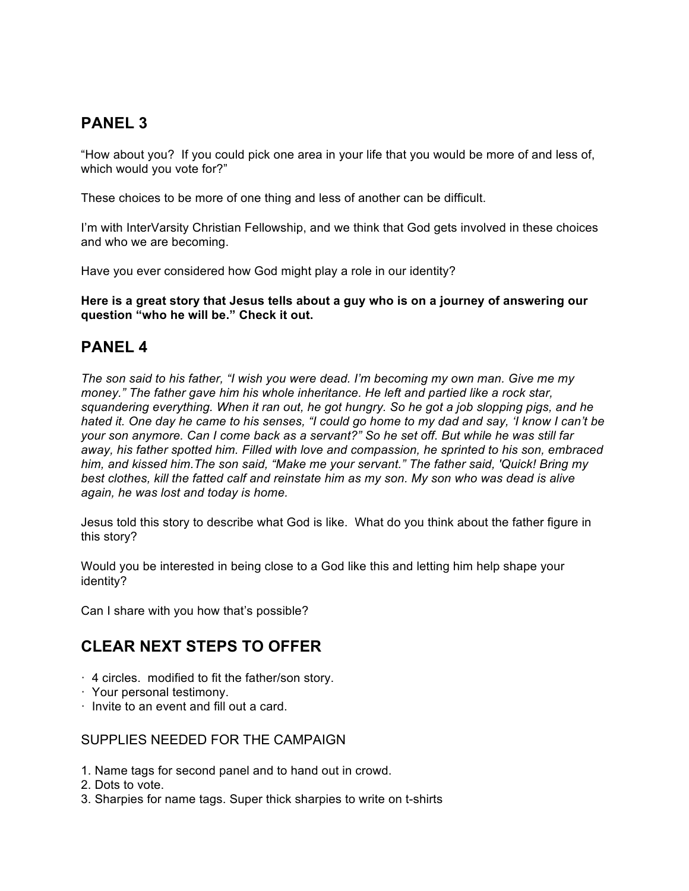## PANEL 3

"How about you? If you could pick one area in your life that you would be more of and less of, which would you vote for?"

These choices to be more of one thing and less of another can be difficult.

I'm with InterVarsity Christian Fellowship, and we think that God gets involved in these choices and who we are becoming.

Have you ever considered how God might play a role in our identity?

**Here is a great story that Jesus tells about a guy who is on a journey of answering our question "who he will be." Check it out.**

## PANEL 4

*The son said to his father, "I wish you were dead. I'm becoming my own man. Give me my money." The father gave him his whole inheritance. He left and partied like a rock star, squandering everything. When it ran out, he got hungry. So he got a job slopping pigs, and he hated it. One day he came to his senses, "I could go home to my dad and say, 'I know I can't be your son anymore. Can I come back as a servant?" So he set off. But while he was still far away, his father spotted him. Filled with love and compassion, he sprinted to his son, embraced him, and kissed him.The son said, "Make me your servant." The father said, 'Quick! Bring my best clothes, kill the fatted calf and reinstate him as my son. My son who was dead is alive again, he was lost and today is home.*

Jesus told this story to describe what God is like. What do you think about the father figure in this story?

Would you be interested in being close to a God like this and letting him help shape your identity?

Can I share with you how that's possible?

## CLEAR NEXT STEPS TO OFFER

- 4 circles. modified to fit the father/son story.
- Your personal testimony.
- Invite to an event and fill out a card.

### SUPPLIES NEEDED FOR THE CAMPAIGN

1. Name tags for second panel and to hand out in crowd.
2. Dots to vote.
3. Sharpies for name tags. Super thick sharpies to write on t-shirts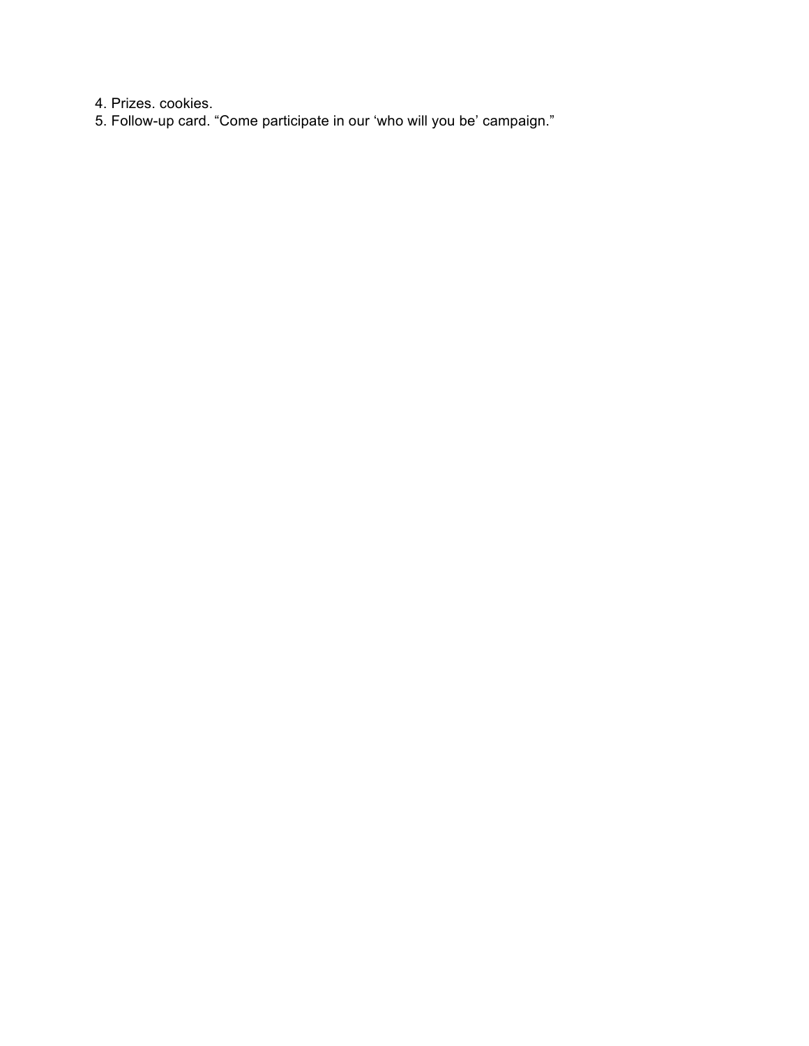4. Prizes. cookies.
5. Follow-up card. “Come participate in our ‘who will you be’ campaign.”